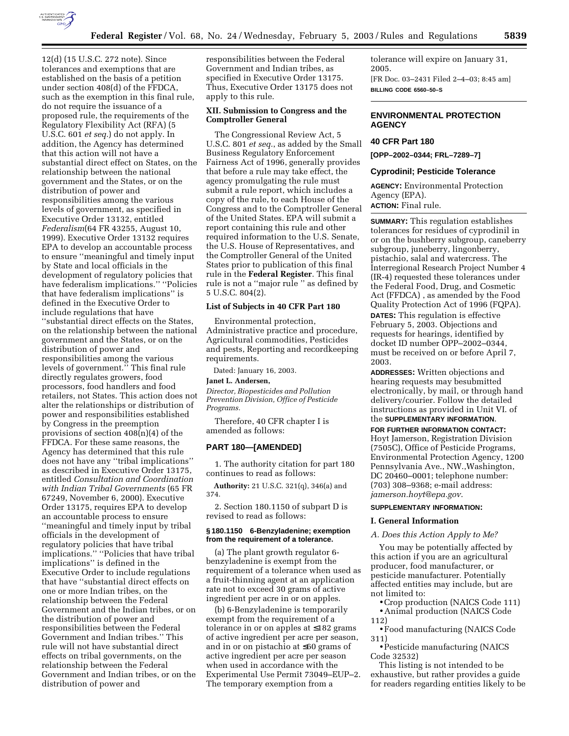12(d) (15 U.S.C. 272 note). Since tolerances and exemptions that are established on the basis of a petition under section 408(d) of the FFDCA, such as the exemption in this final rule, do not require the issuance of a proposed rule, the requirements of the Regulatory Flexibility Act (RFA) (5 U.S.C. 601 *et seq.*) do not apply. In addition, the Agency has determined that this action will not have a substantial direct effect on States, on the relationship between the national government and the States, or on the distribution of power and responsibilities among the various levels of government, as specified in Executive Order 13132, entitled *Federalism*(64 FR 43255, August 10, 1999). Executive Order 13132 requires EPA to develop an accountable process to ensure ''meaningful and timely input by State and local officials in the development of regulatory policies that have federalism implications.'' ''Policies that have federalism implications'' is defined in the Executive Order to include regulations that have ''substantial direct effects on the States, on the relationship between the national government and the States, or on the distribution of power and responsibilities among the various levels of government.'' This final rule directly regulates growers, food processors, food handlers and food retailers, not States. This action does not alter the relationships or distribution of power and responsibilities established by Congress in the preemption provisions of section 408(n)(4) of the FFDCA. For these same reasons, the Agency has determined that this rule does not have any ''tribal implications'' as described in Executive Order 13175, entitled *Consultation and Coordination with Indian Tribal Governments* (65 FR 67249, November 6, 2000). Executive Order 13175, requires EPA to develop an accountable process to ensure ''meaningful and timely input by tribal officials in the development of regulatory policies that have tribal implications.'' ''Policies that have tribal implications'' is defined in the Executive Order to include regulations that have ''substantial direct effects on one or more Indian tribes, on the relationship between the Federal Government and the Indian tribes, or on the distribution of power and responsibilities between the Federal Government and Indian tribes.'' This rule will not have substantial direct effects on tribal governments, on the relationship between the Federal Government and Indian tribes, or on the distribution of power and responsibilities between the Federal Government and Indian tribes, as specified in Executive Order 13175. Thus, Executive Order 13175 does not apply to this rule.

## XII. Submission to Congress and the Comptroller General

The Congressional Review Act, 5 U.S.C. 801 *et seq.*, as added by the Small Business Regulatory Enforcement Fairness Act of 1996, generally provides that before a rule may take effect, the agency promulgating the rule must submit a rule report, which includes a copy of the rule, to each House of the Congress and to the Comptroller General of the United States. EPA will submit a report containing this rule and other required information to the U.S. Senate, the U.S. House of Representatives, and the Comptroller General of the United States prior to publication of this final rule in the **Federal Register**. This final rule is not a ''major rule '' as defined by 5 U.S.C. 804(2).

### List of Subjects in 40 CFR Part 180

Environmental protection, Administrative practice and procedure, Agricultural commodities, Pesticides and pests, Reporting and recordkeeping requirements.

Dated: January 16, 2003.

**Janet L. Andersen,**

*Director, Biopesticides and Pollution Prevention Division, Office of Pesticide Programs.*

Therefore, 40 CFR chapter I is amended as follows:

## PART 180—[AMENDED]

1. The authority citation for part 180 continues to read as follows:

**Authority:** 21 U.S.C. 321(q), 346(a) and 374.

2. Section 180.1150 of subpart D is revised to read as follows:

**§ 180.1150 6-Benzyladenine; exemption from the requirement of a tolerance.**

(a) The plant growth regulator 6-benzyladenine is exempt from the requirement of a tolerance when used as a fruit-thinning agent at an application rate not to exceed 30 grams of active ingredient per acre in or on apples.

(b) 6-Benzyladenine is temporarily exempt from the requirement of a tolerance in or on apples at ≤182 grams of active ingredient per acre per season, and in or on pistachio at ≤60 grams of active ingredient per acre per season when used in accordance with the Experimental Use Permit 73049–EUP–2. The temporary exemption from a tolerance will expire on January 31, 2005.

[FR Doc. 03–2431 Filed 2–4–03; 8:45 am]

**BILLING CODE 6560–50–S**

---

## ENVIRONMENTAL PROTECTION AGENCY

### 40 CFR Part 180

**[OPP–2002–0344; FRL–7289–7]**

### Cyprodinil; Pesticide Tolerance

**AGENCY:** Environmental Protection Agency (EPA).

**ACTION:** Final rule.

**SUMMARY:** This regulation establishes tolerances for residues of cyprodinil in or on the bushberry subgroup, caneberry subgroup, juneberry, lingonberry, pistachio, salal and watercress. The Interregional Research Project Number 4 (IR-4) requested these tolerances under the Federal Food, Drug, and Cosmetic Act (FFDCA) , as amended by the Food Quality Protection Act of 1996 (FQPA).

**DATES:** This regulation is effective February 5, 2003. Objections and requests for hearings, identified by docket ID number OPP–2002–0344, must be received on or before April 7, 2003.

**ADDRESSES:** Written objections and hearing requests may besubmitted electronically, by mail, or through hand delivery/courier. Follow the detailed instructions as provided in Unit VI. of the **SUPPLEMENTARY INFORMATION**.

**FOR FURTHER INFORMATION CONTACT:** Hoyt Jamerson, Registration Division (7505C), Office of Pesticide Programs, Environmental Protection Agency, 1200 Pennsylvania Ave., NW.,Washington, DC 20460–0001; telephone number: (703) 308–9368; e-mail address: *jamerson.hoyt@epa.gov*.

**SUPPLEMENTARY INFORMATION:**

## I. General Information

### *A. Does this Action Apply to Me?*

You may be potentially affected by this action if you are an agricultural producer, food manufacturer, or pesticide manufacturer. Potentially affected entities may include, but are not limited to:

- Crop production (NAICS Code 111)
- Animal production (NAICS Code 112)
- Food manufacturing (NAICS Code 311)
- Pesticide manufacturing (NAICS Code 32532)

This listing is not intended to be exhaustive, but rather provides a guide for readers regarding entities likely to be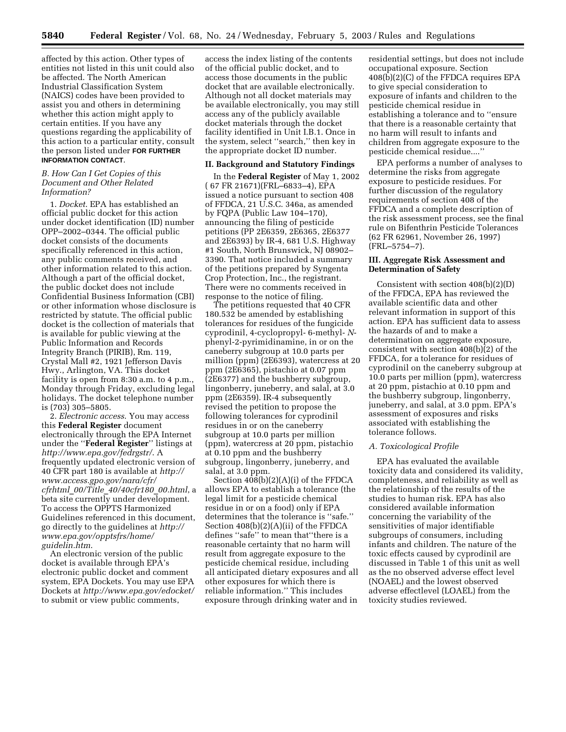affected by this action. Other types of entities not listed in this unit could also be affected. The North American Industrial Classification System (NAICS) codes have been provided to assist you and others in determining whether this action might apply to certain entities. If you have any questions regarding the applicability of this action to a particular entity, consult the person listed under **FOR FURTHER INFORMATION CONTACT.**

### *B. How Can I Get Copies of this Document and Other Related Information?*

1. *Docket*. EPA has established an official public docket for this action under docket identification (ID) number OPP–2002–0344. The official public docket consists of the documents specifically referenced in this action, any public comments received, and other information related to this action. Although a part of the official docket, the public docket does not include Confidential Business Information (CBI) or other information whose disclosure is restricted by statute. The official public docket is the collection of materials that is available for public viewing at the Public Information and Records Integrity Branch (PIRIB), Rm. 119, Crystal Mall #2, 1921 Jefferson Davis Hwy., Arlington, VA. This docket facility is open from 8:30 a.m. to 4 p.m., Monday through Friday, excluding legal holidays. The docket telephone number is (703) 305–5805.

2. *Electronic access*. You may access this **Federal Register** document electronically through the EPA Internet under the ''**Federal Register**'' listings at *http://www.epa.gov/fedrgstr/*. A frequently updated electronic version of 40 CFR part 180 is available at *http://www.access.gpo.gov/nara/cfr/cfrhtml_00/Title_40/40cfr180_00.html*, a beta site currently under development. To access the OPPTS Harmonized Guidelines referenced in this document, go directly to the guidelines at *http://www.epa.gov/opptsfrs/home/guidelin.htm*.

An electronic version of the public docket is available through EPA's electronic public docket and comment system, EPA Dockets. You may use EPA Dockets at *http://www.epa.gov/edocket/* to submit or view public comments, access the index listing of the contents of the official public docket, and to access those documents in the public docket that are available electronically. Although not all docket materials may be available electronically, you may still access any of the publicly available docket materials through the docket facility identified in Unit I.B.1. Once in the system, select ''search,'' then key in the appropriate docket ID number.

## II. Background and Statutory Findings

In the **Federal Register** of May 1, 2002 ( 67 FR 21671)(FRL–6833–4), EPA issued a notice pursuant to section 408 of FFDCA, 21 U.S.C. 346a, as amended by FQPA (Public Law 104–170), announcing the filing of pesticide petitions (PP 2E6359, 2E6365, 2E6377 and 2E6393) by IR-4, 681 U.S. Highway #1 South, North Brunswick, NJ 08902–3390. That notice included a summary of the petitions prepared by Syngenta Crop Protection, Inc., the registrant. There were no comments received in response to the notice of filing.

The petitions requested that 40 CFR 180.532 be amended by establishing tolerances for residues of the fungicide cyprodinil, 4-cyclopropyl- 6-methyl- *N*-phenyl-2-pyrimidinamine, in or on the caneberry subgroup at 10.0 parts per million (ppm) (2E6393), watercress at 20 ppm (2E6365), pistachio at 0.07 ppm (2E6377) and the bushberry subgroup, lingonberry, juneberry, and salal, at 3.0 ppm (2E6359). IR-4 subsequently revised the petition to propose the following tolerances for cyprodinil residues in or on the caneberry subgroup at 10.0 parts per million (ppm), watercress at 20 ppm, pistachio at 0.10 ppm and the bushberry subgroup, lingonberry, juneberry, and salal, at 3.0 ppm.

Section 408(b)(2)(A)(i) of the FFDCA allows EPA to establish a tolerance (the legal limit for a pesticide chemical residue in or on a food) only if EPA determines that the tolerance is ''safe.'' Section 408(b)(2)(A)(ii) of the FFDCA defines ''safe'' to mean that''there is a reasonable certainty that no harm will result from aggregate exposure to the pesticide chemical residue, including all anticipated dietary exposures and all other exposures for which there is reliable information.'' This includes exposure through drinking water and in residential settings, but does not include occupational exposure. Section 408(b)(2)(C) of the FFDCA requires EPA to give special consideration to exposure of infants and children to the pesticide chemical residue in establishing a tolerance and to ''ensure that there is a reasonable certainty that no harm will result to infants and children from aggregate exposure to the pesticide chemical residue....''

EPA performs a number of analyses to determine the risks from aggregate exposure to pesticide residues. For further discussion of the regulatory requirements of section 408 of the FFDCA and a complete description of the risk assessment process, see the final rule on Bifenthrin Pesticide Tolerances (62 FR 62961, November 26, 1997) (FRL–5754–7).

## III. Aggregate Risk Assessment and Determination of Safety

Consistent with section 408(b)(2)(D) of the FFDCA, EPA has reviewed the available scientific data and other relevant information in support of this action. EPA has sufficient data to assess the hazards of and to make a determination on aggregate exposure, consistent with section 408(b)(2) of the FFDCA, for a tolerance for residues of cyprodinil on the caneberry subgroup at 10.0 parts per million (ppm), watercress at 20 ppm, pistachio at 0.10 ppm and the bushberry subgroup, lingonberry, juneberry, and salal, at 3.0 ppm. EPA's assessment of exposures and risks associated with establishing the tolerance follows.

### *A. Toxicological Profile*

EPA has evaluated the available toxicity data and considered its validity, completeness, and reliability as well as the relationship of the results of the studies to human risk. EPA has also considered available information concerning the variability of the sensitivities of major identifiable subgroups of consumers, including infants and children. The nature of the toxic effects caused by cyprodinil are discussed in Table 1 of this unit as well as the no observed adverse effect level (NOAEL) and the lowest observed adverse effectlevel (LOAEL) from the toxicity studies reviewed.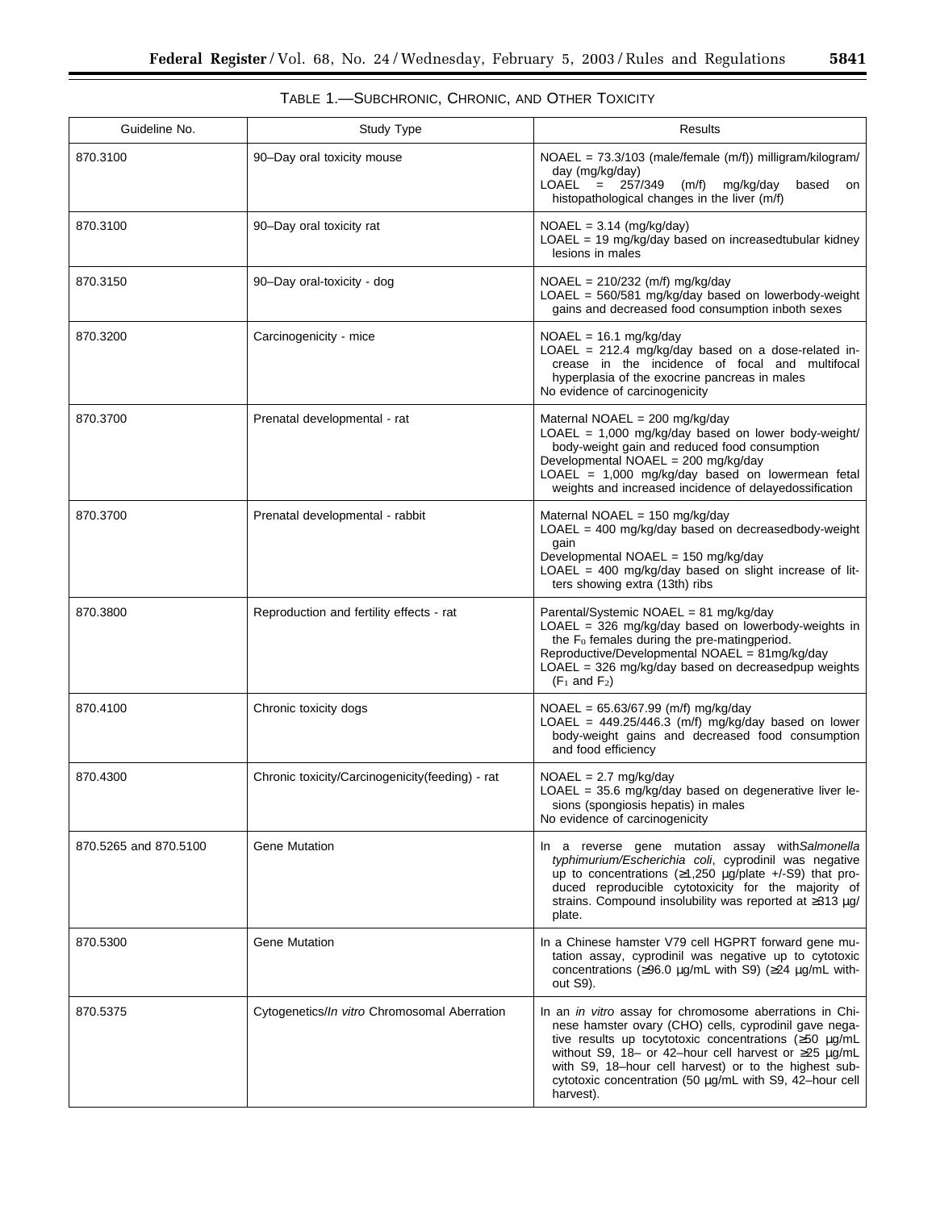TABLE 1.—SUBCHRONIC, CHRONIC, AND OTHER TOXICITY

| Guideline No. | Study Type | Results |
| --- | --- | --- |
| 870.3100 | 90–Day oral toxicity mouse | NOAEL = 73.3/103 (male/female (m/f)) milligram/kilogram/ day (mg/kg/day)<br>LOAEL = 257/349 (m/f) mg/kg/day based on histopathological changes in the liver (m/f) |
| 870.3100 | 90–Day oral toxicity rat | NOAEL = 3.14 (mg/kg/day)<br>LOAEL = 19 mg/kg/day based on increasedtubular kidney lesions in males |
| 870.3150 | 90–Day oral-toxicity - dog | NOAEL = 210/232 (m/f) mg/kg/day<br>LOAEL = 560/581 mg/kg/day based on lowerbody-weight gains and decreased food consumption inboth sexes |
| 870.3200 | Carcinogenicity - mice | NOAEL = 16.1 mg/kg/day<br>LOAEL = 212.4 mg/kg/day based on a dose-related increase in the incidence of focal and multifocal hyperplasia of the exocrine pancreas in males<br>No evidence of carcinogenicity |
| 870.3700 | Prenatal developmental - rat | Maternal NOAEL = 200 mg/kg/day<br>LOAEL = 1,000 mg/kg/day based on lower body-weight/ body-weight gain and reduced food consumption<br>Developmental NOAEL = 200 mg/kg/day<br>LOAEL = 1,000 mg/kg/day based on lowermean fetal weights and increased incidence of delayedossification |
| 870.3700 | Prenatal developmental - rabbit | Maternal NOAEL = 150 mg/kg/day<br>LOAEL = 400 mg/kg/day based on decreasedbody-weight gain<br>Developmental NOAEL = 150 mg/kg/day<br>LOAEL = 400 mg/kg/day based on slight increase of litters showing extra (13th) ribs |
| 870.3800 | Reproduction and fertility effects - rat | Parental/Systemic NOAEL = 81 mg/kg/day<br>LOAEL = 326 mg/kg/day based on lowerbody-weights in the $F_0$ females during the pre-matingperiod.<br>Reproductive/Developmental NOAEL = 81mg/kg/day<br>LOAEL = 326 mg/kg/day based on decreasedpup weights ($F_1$ and $F_2$) |
| 870.4100 | Chronic toxicity dogs | NOAEL = 65.63/67.99 (m/f) mg/kg/day<br>LOAEL = 449.25/446.3 (m/f) mg/kg/day based on lower body-weight gains and decreased food consumption and food efficiency |
| 870.4300 | Chronic toxicity/Carcinogenicity(feeding) - rat | NOAEL = 2.7 mg/kg/day<br>LOAEL = 35.6 mg/kg/day based on degenerative liver lesions (spongiosis hepatis) in males<br>No evidence of carcinogenicity |
| 870.5265 and 870.5100 | Gene Mutation | In a reverse gene mutation assay with*Salmonella typhimurium/Escherichia coli*, cyprodinil was negative up to concentrations (≥1,250 µg/plate +/-S9) that produced reproducible cytotoxicity for the majority of strains. Compound insolubility was reported at ≥313 µg/ plate. |
| 870.5300 | Gene Mutation | In a Chinese hamster V79 cell HGPRT forward gene mutation assay, cyprodinil was negative up to cytotoxic concentrations (≥96.0 µg/mL with S9) (≥24 µg/mL without S9). |
| 870.5375 | Cytogenetics/*In vitro* Chromosomal Aberration | In an *in vitro* assay for chromosome aberrations in Chinese hamster ovary (CHO) cells, cyprodinil gave negative results up tocytotoxic concentrations (≥50 µg/mL without S9, 18– or 42–hour cell harvest or ≥25 µg/mL with S9, 18–hour cell harvest) or to the highest subcytotoxic concentration (50 µg/mL with S9, 42–hour cell harvest). |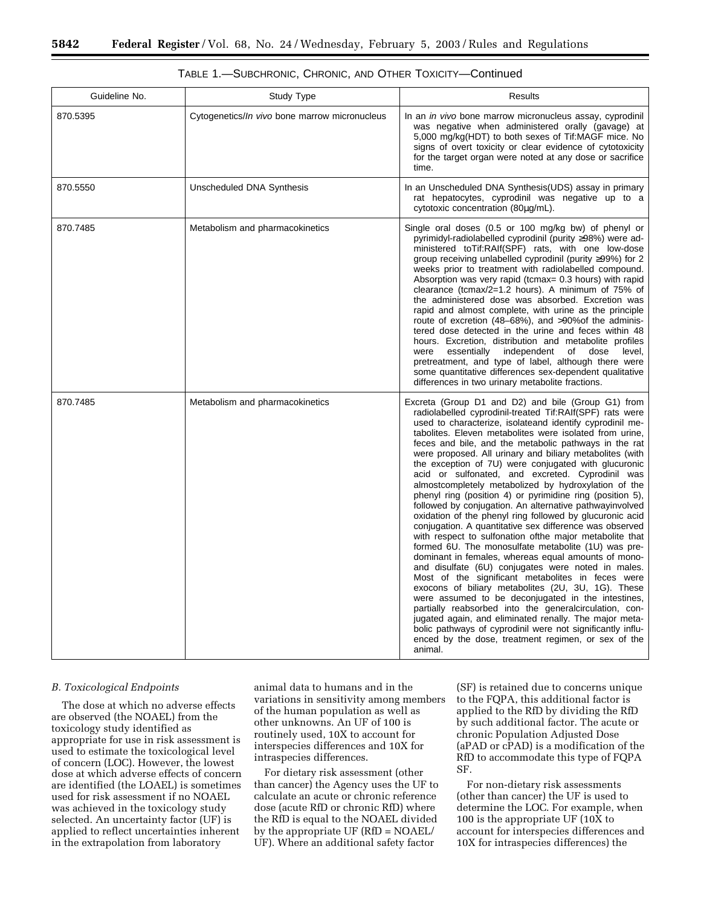TABLE 1.—SUBCHRONIC, CHRONIC, AND OTHER TOXICITY—Continued

| Guideline No. | Study Type | Results |
|---|---|---|
| 870.5395 | Cytogenetics/*In vivo* bone marrow micronucleus | In an *in vivo* bone marrow micronucleus assay, cyprodinil was negative when administered orally (gavage) at 5,000 mg/kg(HDT) to both sexes of Tif:MAGF mice. No signs of overt toxicity or clear evidence of cytotoxicity for the target organ were noted at any dose or sacrifice time. |
| 870.5550 | Unscheduled DNA Synthesis | In an Unscheduled DNA Synthesis(UDS) assay in primary rat hepatocytes, cyprodinil was negative up to a cytotoxic concentration (80µg/mL). |
| 870.7485 | Metabolism and pharmacokinetics | Single oral doses (0.5 or 100 mg/kg bw) of phenyl or pyrimidyl-radiolabelled cyprodinil (purity ≥98%) were administered toTif:RAIf(SPF) rats, with one low-dose group receiving unlabelled cyprodinil (purity ≥99%) for 2 weeks prior to treatment with radiolabelled compound. Absorption was very rapid (tcmax= 0.3 hours) with rapid clearance (tcmax/2=1.2 hours). A minimum of 75% of the administered dose was absorbed. Excretion was rapid and almost complete, with urine as the principle route of excretion (48–68%), and >90%of the administered dose detected in the urine and feces within 48 hours. Excretion, distribution and metabolite profiles were essentially independent of dose level, pretreatment, and type of label, although there were some quantitative differences sex-dependent qualitative differences in two urinary metabolite fractions. |
| 870.7485 | Metabolism and pharmacokinetics | Excreta (Group D1 and D2) and bile (Group G1) from radiolabelled cyprodinil-treated Tif:RAIf(SPF) rats were used to characterize, isolateand identify cyprodinil metabolites. Eleven metabolites were isolated from urine, feces and bile, and the metabolic pathways in the rat were proposed. All urinary and biliary metabolites (with the exception of 7U) were conjugated with glucuronic acid or sulfonated, and excreted. Cyprodinil was almostcompletely metabolized by hydroxylation of the phenyl ring (position 4) or pyrimidine ring (position 5), followed by conjugation. An alternative pathwayinvolved oxidation of the phenyl ring followed by glucuronic acid conjugation. A quantitative sex difference was observed with respect to sulfonation ofthe major metabolite that formed 6U. The monosulfate metabolite (1U) was predominant in females, whereas equal amounts of mono- and disulfate (6U) conjugates were noted in males. Most of the significant metabolites in feces were exocons of biliary metabolites (2U, 3U, 1G). These were assumed to be deconjugated in the intestines, partially reabsorbed into the generalcirculation, conjugated again, and eliminated renally. The major metabolic pathways of cyprodinil were not significantly influenced by the dose, treatment regimen, or sex of the animal. |

*B. Toxicological Endpoints*

The dose at which no adverse effects are observed (the NOAEL) from the toxicology study identified as appropriate for use in risk assessment is used to estimate the toxicological level of concern (LOC). However, the lowest dose at which adverse effects of concern are identified (the LOAEL) is sometimes used for risk assessment if no NOAEL was achieved in the toxicology study selected. An uncertainty factor (UF) is applied to reflect uncertainties inherent in the extrapolation from laboratory animal data to humans and in the variations in sensitivity among members of the human population as well as other unknowns. An UF of 100 is routinely used, 10X to account for interspecies differences and 10X for intraspecies differences.

For dietary risk assessment (other than cancer) the Agency uses the UF to calculate an acute or chronic reference dose (acute RfD or chronic RfD) where the RfD is equal to the NOAEL divided by the appropriate UF (RfD = NOAEL/UF). Where an additional safety factor (SF) is retained due to concerns unique to the FQPA, this additional factor is applied to the RfD by dividing the RfD by such additional factor. The acute or chronic Population Adjusted Dose (aPAD or cPAD) is a modification of the RfD to accommodate this type of FQPA SF.

For non-dietary risk assessments (other than cancer) the UF is used to determine the LOC. For example, when 100 is the appropriate UF (10X to account for interspecies differences and 10X for intraspecies differences) the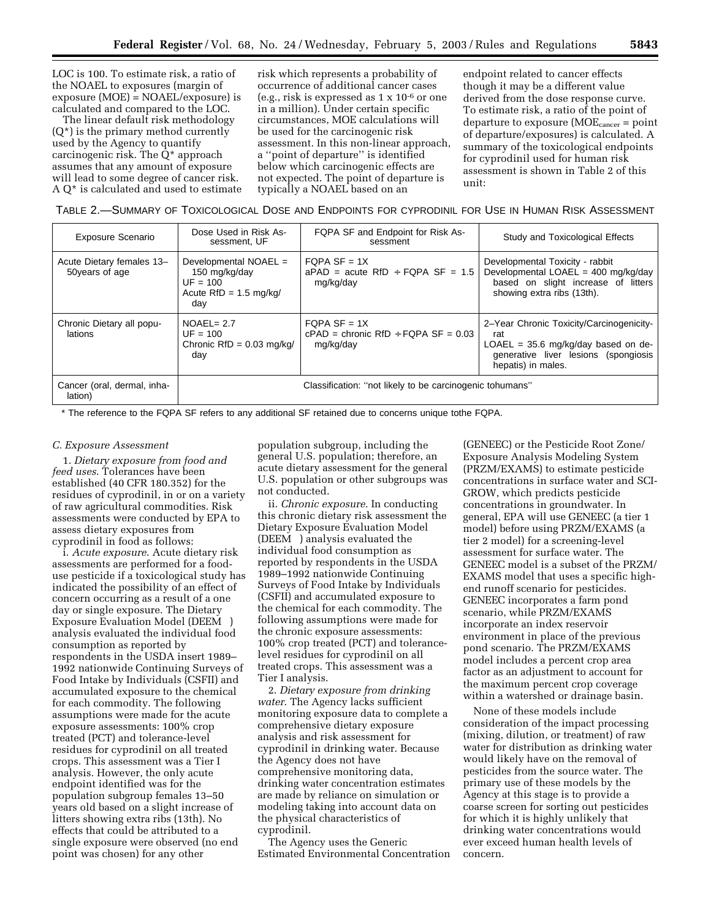LOC is 100. To estimate risk, a ratio of the NOAEL to exposures (margin of exposure (MOE) = NOAEL/exposure) is calculated and compared to the LOC.

The linear default risk methodology (Q*) is the primary method currently used by the Agency to quantify carcinogenic risk. The Q* approach assumes that any amount of exposure will lead to some degree of cancer risk. A Q* is calculated and used to estimate risk which represents a probability of occurrence of additional cancer cases (e.g., risk is expressed as 1 x $10^{-6}$ or one in a million). Under certain specific circumstances, MOE calculations will be used for the carcinogenic risk assessment. In this non-linear approach, a ''point of departure'' is identified below which carcinogenic effects are not expected. The point of departure is typically a NOAEL based on an endpoint related to cancer effects though it may be a different value derived from the dose response curve. To estimate risk, a ratio of the point of departure to exposure ($MOE_{cancer}$ = point of departure/exposures) is calculated. A summary of the toxicological endpoints for cyprodinil used for human risk assessment is shown in Table 2 of this unit:

TABLE 2.—SUMMARY OF TOXICOLOGICAL DOSE AND ENDPOINTS FOR CYPRODINIL FOR USE IN HUMAN RISK ASSESSMENT

| Exposure Scenario | Dose Used in Risk Assessment, UF | FQPA SF and Endpoint for Risk Assessment | Study and Toxicological Effects |
|---|---|---|---|
| Acute Dietary females 13–50years of age | Developmental NOAEL = 150 mg/kg/day<br>UF = 100<br>Acute RfD = 1.5 mg/kg/day | FQPA SF = 1X<br>aPAD = acute RfD ÷ FQPA SF = 1.5 mg/kg/day | Developmental Toxicity - rabbit<br>Developmental LOAEL = 400 mg/kg/day based on slight increase of litters showing extra ribs (13th). |
| Chronic Dietary all populations | NOAEL= 2.7<br>UF = 100<br>Chronic RfD = 0.03 mg/kg/day | FQPA SF = 1X<br>cPAD = chronic RfD ÷ FQPA SF = 0.03 mg/kg/day | 2–Year Chronic Toxicity/Carcinogenicity- rat<br>LOAEL = 35.6 mg/kg/day based on degenerative liver lesions (spongiosis hepatis) in males. |
| Cancer (oral, dermal, inhalation) | Classification: ''not likely to be carcinogenic tohumans'' | | |

* The reference to the FQPA SF refers to any additional SF retained due to concerns unique tothe FQPA.

### C. Exposure Assessment

1. *Dietary exposure from food and feed uses.* Tolerances have been established (40 CFR 180.352) for the residues of cyprodinil, in or on a variety of raw agricultural commodities. Risk assessments were conducted by EPA to assess dietary exposures from cyprodinil in food as follows:

i. *Acute exposure.* Acute dietary risk assessments are performed for a food-use pesticide if a toxicological study has indicated the possibility of an effect of concern occurring as a result of a one day or single exposure. The Dietary Exposure Evaluation Model (DEEM ) analysis evaluated the individual food consumption as reported by respondents in the USDA insert 1989–1992 nationwide Continuing Surveys of Food Intake by Individuals (CSFII) and accumulated exposure to the chemical for each commodity. The following assumptions were made for the acute exposure assessments: 100% crop treated (PCT) and tolerance-level residues for cyprodinil on all treated crops. This assessment was a Tier I analysis. However, the only acute endpoint identified was for the population subgroup females 13–50 years old based on a slight increase of litters showing extra ribs (13th). No effects that could be attributed to a single exposure were observed (no end point was chosen) for any other population subgroup, including the general U.S. population; therefore, an acute dietary assessment for the general U.S. population or other subgroups was not conducted.

ii. *Chronic exposure.* In conducting this chronic dietary risk assessment the Dietary Exposure Evaluation Model (DEEM ) analysis evaluated the individual food consumption as reported by respondents in the USDA 1989–1992 nationwide Continuing Surveys of Food Intake by Individuals (CSFII) and accumulated exposure to the chemical for each commodity. The following assumptions were made for the chronic exposure assessments: 100% crop treated (PCT) and tolerance-level residues for cyprodinil on all treated crops. This assessment was a Tier I analysis.

2. *Dietary exposure from drinking water.* The Agency lacks sufficient monitoring exposure data to complete a comprehensive dietary exposure analysis and risk assessment for cyprodinil in drinking water. Because the Agency does not have comprehensive monitoring data, drinking water concentration estimates are made by reliance on simulation or modeling taking into account data on the physical characteristics of cyprodinil.

The Agency uses the Generic Estimated Environmental Concentration (GENEEC) or the Pesticide Root Zone/Exposure Analysis Modeling System (PRZM/EXAMS) to estimate pesticide concentrations in surface water and SCI-GROW, which predicts pesticide concentrations in groundwater. In general, EPA will use GENEEC (a tier 1 model) before using PRZM/EXAMS (a tier 2 model) for a screening-level assessment for surface water. The GENEEC model is a subset of the PRZM/EXAMS model that uses a specific high-end runoff scenario for pesticides. GENEEC incorporates a farm pond scenario, while PRZM/EXAMS incorporate an index reservoir environment in place of the previous pond scenario. The PRZM/EXAMS model includes a percent crop area factor as an adjustment to account for the maximum percent crop coverage within a watershed or drainage basin.

None of these models include consideration of the impact processing (mixing, dilution, or treatment) of raw water for distribution as drinking water would likely have on the removal of pesticides from the source water. The primary use of these models by the Agency at this stage is to provide a coarse screen for sorting out pesticides for which it is highly unlikely that drinking water concentrations would ever exceed human health levels of concern.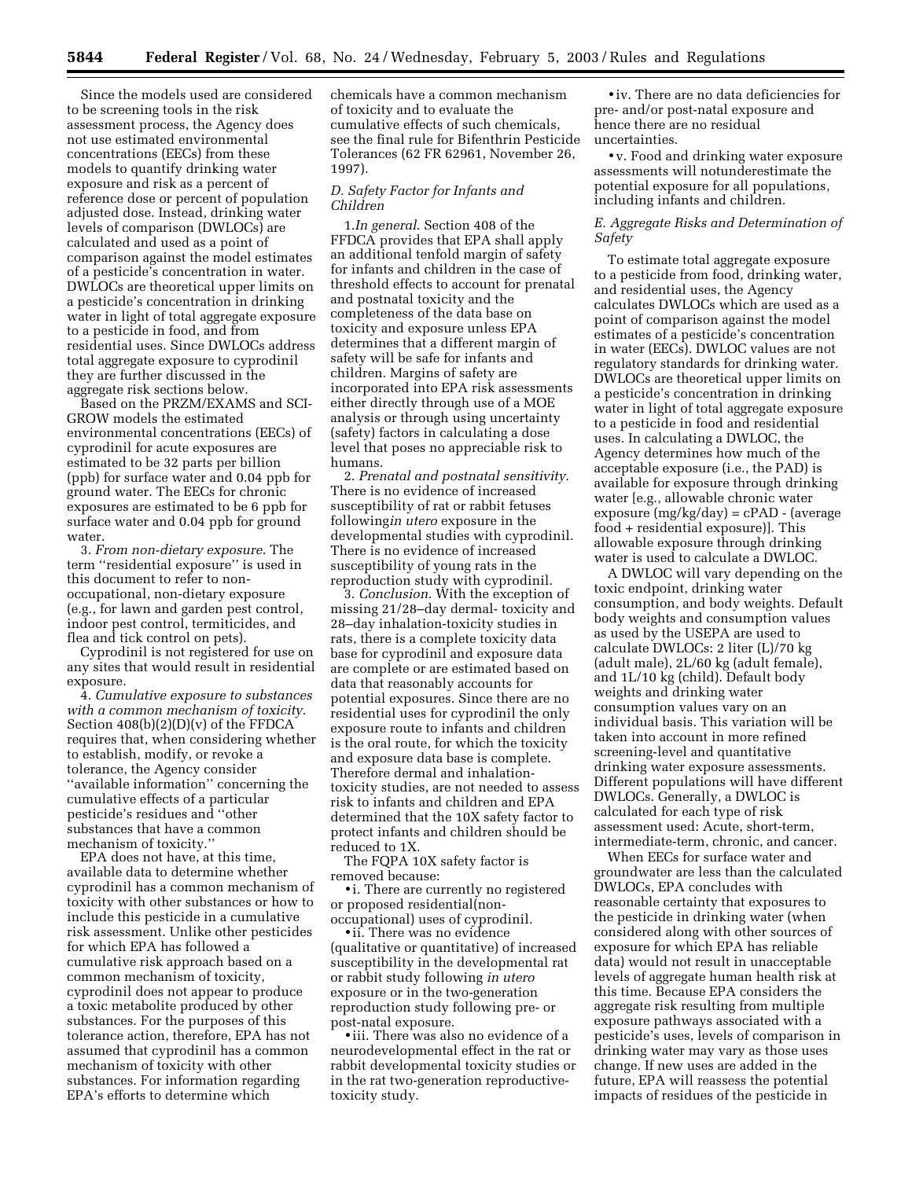Since the models used are considered to be screening tools in the risk assessment process, the Agency does not use estimated environmental concentrations (EECs) from these models to quantify drinking water exposure and risk as a percent of reference dose or percent of population adjusted dose. Instead, drinking water levels of comparison (DWLOCs) are calculated and used as a point of comparison against the model estimates of a pesticide's concentration in water. DWLOCs are theoretical upper limits on a pesticide's concentration in drinking water in light of total aggregate exposure to a pesticide in food, and from residential uses. Since DWLOCs address total aggregate exposure to cyprodinil they are further discussed in the aggregate risk sections below.

Based on the PRZM/EXAMS and SCI-GROW models the estimated environmental concentrations (EECs) of cyprodinil for acute exposures are estimated to be 32 parts per billion (ppb) for surface water and 0.04 ppb for ground water. The EECs for chronic exposures are estimated to be 6 ppb for surface water and 0.04 ppb for ground water.

3. *From non-dietary exposure*. The term ''residential exposure'' is used in this document to refer to non-occupational, non-dietary exposure (e.g., for lawn and garden pest control, indoor pest control, termiticides, and flea and tick control on pets).

Cyprodinil is not registered for use on any sites that would result in residential exposure.

4. *Cumulative exposure to substances with a common mechanism of toxicity*. Section 408(b)(2)(D)(v) of the FFDCA requires that, when considering whether to establish, modify, or revoke a tolerance, the Agency consider ''available information'' concerning the cumulative effects of a particular pesticide's residues and ''other substances that have a common mechanism of toxicity.''

EPA does not have, at this time, available data to determine whether cyprodinil has a common mechanism of toxicity with other substances or how to include this pesticide in a cumulative risk assessment. Unlike other pesticides for which EPA has followed a cumulative risk approach based on a common mechanism of toxicity, cyprodinil does not appear to produce a toxic metabolite produced by other substances. For the purposes of this tolerance action, therefore, EPA has not assumed that cyprodinil has a common mechanism of toxicity with other substances. For information regarding EPA's efforts to determine which chemicals have a common mechanism of toxicity and to evaluate the cumulative effects of such chemicals, see the final rule for Bifenthrin Pesticide Tolerances (62 FR 62961, November 26, 1997).

### *D. Safety Factor for Infants and Children*

1. *In general*. Section 408 of the FFDCA provides that EPA shall apply an additional tenfold margin of safety for infants and children in the case of threshold effects to account for prenatal and postnatal toxicity and the completeness of the data base on toxicity and exposure unless EPA determines that a different margin of safety will be safe for infants and children. Margins of safety are incorporated into EPA risk assessments either directly through use of a MOE analysis or through using uncertainty (safety) factors in calculating a dose level that poses no appreciable risk to humans.

2. *Prenatal and postnatal sensitivity*. There is no evidence of increased susceptibility of rat or rabbit fetuses following *in utero* exposure in the developmental studies with cyprodinil. There is no evidence of increased susceptibility of young rats in the reproduction study with cyprodinil.

3. *Conclusion*. With the exception of missing 21/28–day dermal- toxicity and 28–day inhalation-toxicity studies in rats, there is a complete toxicity data base for cyprodinil and exposure data are complete or are estimated based on data that reasonably accounts for potential exposures. Since there are no residential uses for cyprodinil the only exposure route to infants and children is the oral route, for which the toxicity and exposure data base is complete. Therefore dermal and inhalation-toxicity studies, are not needed to assess risk to infants and children and EPA determined that the 10X safety factor to protect infants and children should be reduced to 1X.

The FQPA 10X safety factor is removed because:

- i. There are currently no registered or proposed residential(non-occupational) uses of cyprodinil.
- ii. There was no evidence (qualitative or quantitative) of increased susceptibility in the developmental rat or rabbit study following *in utero* exposure or in the two-generation reproduction study following pre- or post-natal exposure.
- iii. There was also no evidence of a neurodevelopmental effect in the rat or rabbit developmental toxicity studies or in the rat two-generation reproductive-toxicity study.
- iv. There are no data deficiencies for pre- and/or post-natal exposure and hence there are no residual uncertainties.
- v. Food and drinking water exposure assessments will notunderestimate the potential exposure for all populations, including infants and children.

### *E. Aggregate Risks and Determination of Safety*

To estimate total aggregate exposure to a pesticide from food, drinking water, and residential uses, the Agency calculates DWLOCs which are used as a point of comparison against the model estimates of a pesticide's concentration in water (EECs). DWLOC values are not regulatory standards for drinking water. DWLOCs are theoretical upper limits on a pesticide's concentration in drinking water in light of total aggregate exposure to a pesticide in food and residential uses. In calculating a DWLOC, the Agency determines how much of the acceptable exposure (i.e., the PAD) is available for exposure through drinking water [e.g., allowable chronic water exposure (mg/kg/day) = cPAD - (average food + residential exposure)]. This allowable exposure through drinking water is used to calculate a DWLOC.

A DWLOC will vary depending on the toxic endpoint, drinking water consumption, and body weights. Default body weights and consumption values as used by the USEPA are used to calculate DWLOCs: 2 liter (L)/70 kg (adult male), 2L/60 kg (adult female), and 1L/10 kg (child). Default body weights and drinking water consumption values vary on an individual basis. This variation will be taken into account in more refined screening-level and quantitative drinking water exposure assessments. Different populations will have different DWLOCs. Generally, a DWLOC is calculated for each type of risk assessment used: Acute, short-term, intermediate-term, chronic, and cancer.

When EECs for surface water and groundwater are less than the calculated DWLOCs, EPA concludes with reasonable certainty that exposures to the pesticide in drinking water (when considered along with other sources of exposure for which EPA has reliable data) would not result in unacceptable levels of aggregate human health risk at this time. Because EPA considers the aggregate risk resulting from multiple exposure pathways associated with a pesticide's uses, levels of comparison in drinking water may vary as those uses change. If new uses are added in the future, EPA will reassess the potential impacts of residues of the pesticide in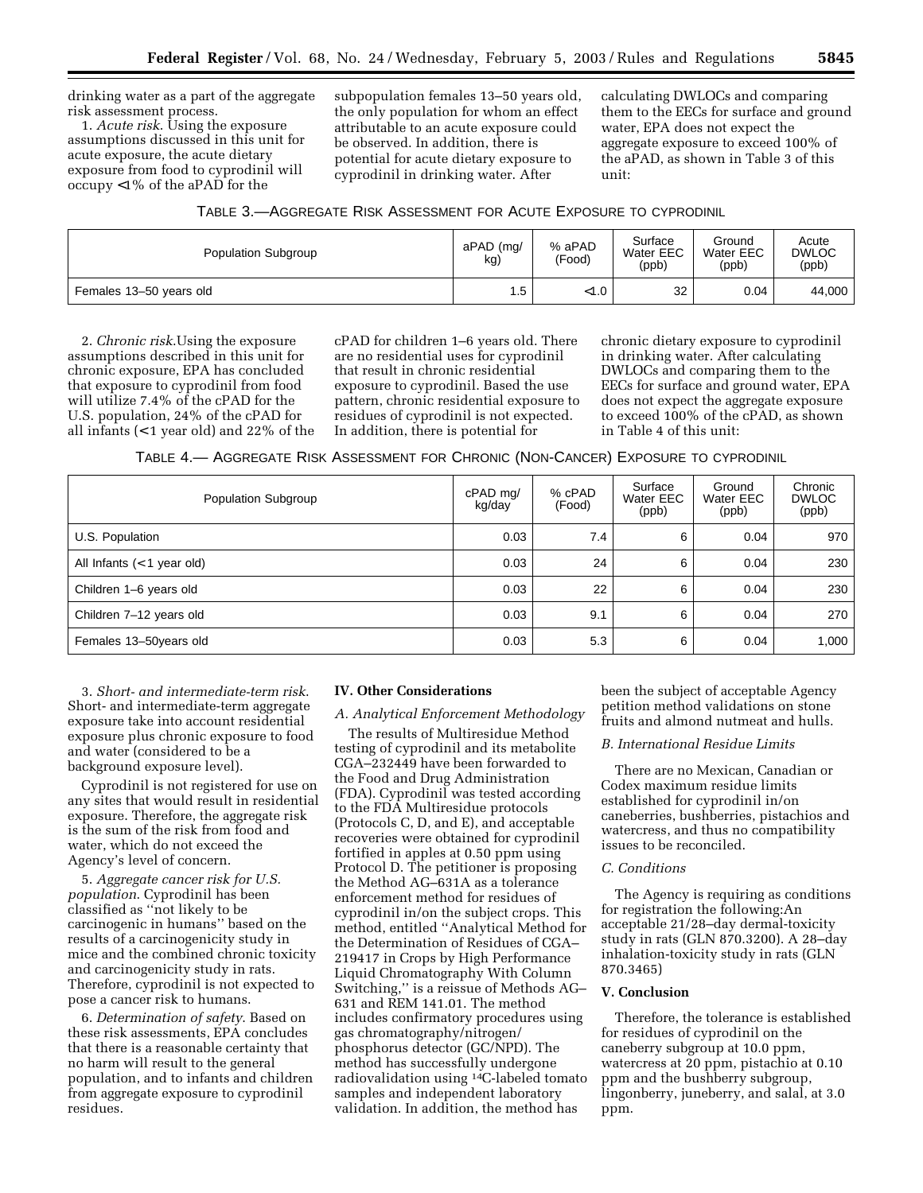drinking water as a part of the aggregate risk assessment process.

1. *Acute risk*. Using the exposure assumptions discussed in this unit for acute exposure, the acute dietary exposure from food to cyprodinil will occupy <1% of the aPAD for the subpopulation females 13–50 years old, the only population for whom an effect attributable to an acute exposure could be observed. In addition, there is potential for acute dietary exposure to cyprodinil in drinking water. After calculating DWLOCs and comparing them to the EECs for surface and ground water, EPA does not expect the aggregate exposure to exceed 100% of the aPAD, as shown in Table 3 of this unit:

TABLE 3.—AGGREGATE RISK ASSESSMENT FOR ACUTE EXPOSURE TO CYPRODINIL

| Population Subgroup | aPAD (mg/kg) | % aPAD (Food) | Surface Water EEC (ppb) | Ground Water EEC (ppb) | Acute DWLOC (ppb) |
|---|---|---|---|---|---|
| Females 13–50 years old | 1.5 | <1.0 | 32 | 0.04 | 44,000 |

2. *Chronic risk*.Using the exposure assumptions described in this unit for chronic exposure, EPA has concluded that exposure to cyprodinil from food will utilize 7.4% of the cPAD for the U.S. population, 24% of the cPAD for all infants (<1 year old) and 22% of the cPAD for children 1–6 years old. There are no residential uses for cyprodinil that result in chronic residential exposure to cyprodinil. Based the use pattern, chronic residential exposure to residues of cyprodinil is not expected. In addition, there is potential for chronic dietary exposure to cyprodinil in drinking water. After calculating DWLOCs and comparing them to the EECs for surface and ground water, EPA does not expect the aggregate exposure to exceed 100% of the cPAD, as shown in Table 4 of this unit:

TABLE 4.— AGGREGATE RISK ASSESSMENT FOR CHRONIC (NON-CANCER) EXPOSURE TO CYPRODINIL

| Population Subgroup | cPAD mg/kg/day | % cPAD (Food) | Surface Water EEC (ppb) | Ground Water EEC (ppb) | Chronic DWLOC (ppb) |
|---|---|---|---|---|---|
| U.S. Population | 0.03 | 7.4 | 6 | 0.04 | 970 |
| All Infants (<1 year old) | 0.03 | 24 | 6 | 0.04 | 230 |
| Children 1–6 years old | 0.03 | 22 | 6 | 0.04 | 230 |
| Children 7–12 years old | 0.03 | 9.1 | 6 | 0.04 | 270 |
| Females 13–50years old | 0.03 | 5.3 | 6 | 0.04 | 1,000 |

3. *Short- and intermediate-term risk*. Short- and intermediate-term aggregate exposure take into account residential exposure plus chronic exposure to food and water (considered to be a background exposure level).

Cyprodinil is not registered for use on any sites that would result in residential exposure. Therefore, the aggregate risk is the sum of the risk from food and water, which do not exceed the Agency's level of concern.

5. *Aggregate cancer risk for U.S. population*. Cyprodinil has been classified as ''not likely to be carcinogenic in humans'' based on the results of a carcinogenicity study in mice and the combined chronic toxicity and carcinogenicity study in rats. Therefore, cyprodinil is not expected to pose a cancer risk to humans.

6. *Determination of safety*. Based on these risk assessments, EPA concludes that there is a reasonable certainty that no harm will result to the general population, and to infants and children from aggregate exposure to cyprodinil residues.

## IV. Other Considerations

### *A. Analytical Enforcement Methodology*

The results of Multiresidue Method testing of cyprodinil and its metabolite CGA–232449 have been forwarded to the Food and Drug Administration (FDA). Cyprodinil was tested according to the FDA Multiresidue protocols (Protocols C, D, and E), and acceptable recoveries were obtained for cyprodinil fortified in apples at 0.50 ppm using Protocol D. The petitioner is proposing the Method AG–631A as a tolerance enforcement method for residues of cyprodinil in/on the subject crops. This method, entitled ''Analytical Method for the Determination of Residues of CGA–219417 in Crops by High Performance Liquid Chromatography With Column Switching,'' is a reissue of Methods AG–631 and REM 141.01. The method includes confirmatory procedures using gas chromatography/nitrogen/phosphorus detector (GC/NPD). The method has successfully undergone radiovalidation using $^{14}$C-labeled tomato samples and independent laboratory validation. In addition, the method has been the subject of acceptable Agency petition method validations on stone fruits and almond nutmeat and hulls.

### *B. International Residue Limits*

There are no Mexican, Canadian or Codex maximum residue limits established for cyprodinil in/on caneberries, bushberries, pistachios and watercress, and thus no compatibility issues to be reconciled.

### *C. Conditions*

The Agency is requiring as conditions for registration the following:An acceptable 21/28–day dermal-toxicity study in rats (GLN 870.3200). A 28–day inhalation-toxicity study in rats (GLN 870.3465)

## V. Conclusion

Therefore, the tolerance is established for residues of cyprodinil on the caneberry subgroup at 10.0 ppm, watercress at 20 ppm, pistachio at 0.10 ppm and the bushberry subgroup, lingonberry, juneberry, and salal, at 3.0 ppm.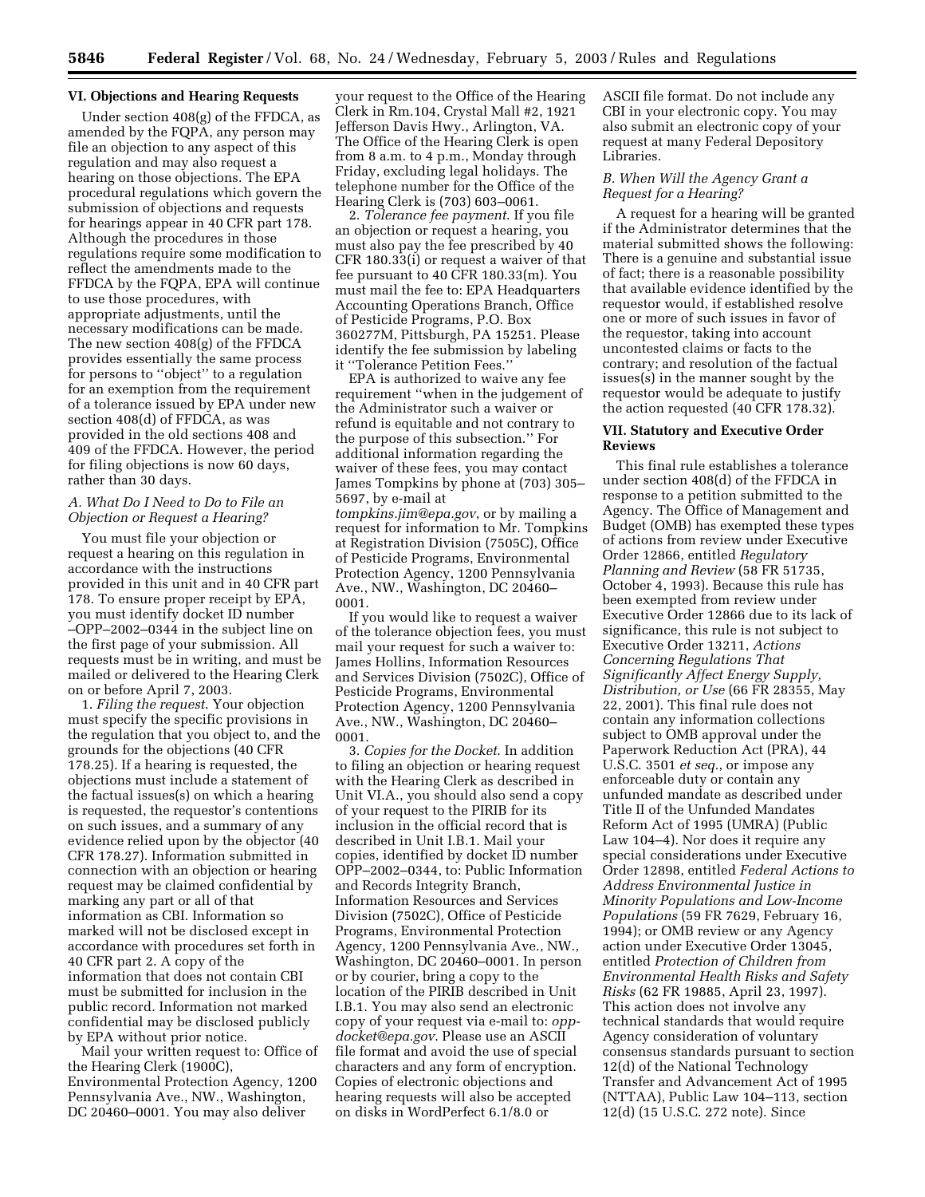### VI. Objections and Hearing Requests

Under section 408(g) of the FFDCA, as amended by the FQPA, any person may file an objection to any aspect of this regulation and may also request a hearing on those objections. The EPA procedural regulations which govern the submission of objections and requests for hearings appear in 40 CFR part 178. Although the procedures in those regulations require some modification to reflect the amendments made to the FFDCA by the FQPA, EPA will continue to use those procedures, with appropriate adjustments, until the necessary modifications can be made. The new section 408(g) of the FFDCA provides essentially the same process for persons to ''object'' to a regulation for an exemption from the requirement of a tolerance issued by EPA under new section 408(d) of FFDCA, as was provided in the old sections 408 and 409 of the FFDCA. However, the period for filing objections is now 60 days, rather than 30 days.

#### *A. What Do I Need to Do to File an Objection or Request a Hearing?*

You must file your objection or request a hearing on this regulation in accordance with the instructions provided in this unit and in 40 CFR part 178. To ensure proper receipt by EPA, you must identify docket ID number –OPP–2002–0344 in the subject line on the first page of your submission. All requests must be in writing, and must be mailed or delivered to the Hearing Clerk on or before April 7, 2003.

1. *Filing the request*. Your objection must specify the specific provisions in the regulation that you object to, and the grounds for the objections (40 CFR 178.25). If a hearing is requested, the objections must include a statement of the factual issues(s) on which a hearing is requested, the requestor's contentions on such issues, and a summary of any evidence relied upon by the objector (40 CFR 178.27). Information submitted in connection with an objection or hearing request may be claimed confidential by marking any part or all of that information as CBI. Information so marked will not be disclosed except in accordance with procedures set forth in 40 CFR part 2. A copy of the information that does not contain CBI must be submitted for inclusion in the public record. Information not marked confidential may be disclosed publicly by EPA without prior notice.

Mail your written request to: Office of the Hearing Clerk (1900C), Environmental Protection Agency, 1200 Pennsylvania Ave., NW., Washington, DC 20460–0001. You may also deliver your request to the Office of the Hearing Clerk in Rm.104, Crystal Mall #2, 1921 Jefferson Davis Hwy., Arlington, VA. The Office of the Hearing Clerk is open from 8 a.m. to 4 p.m., Monday through Friday, excluding legal holidays. The telephone number for the Office of the Hearing Clerk is (703) 603–0061.

2. *Tolerance fee payment*. If you file an objection or request a hearing, you must also pay the fee prescribed by 40 CFR 180.33(i) or request a waiver of that fee pursuant to 40 CFR 180.33(m). You must mail the fee to: EPA Headquarters Accounting Operations Branch, Office of Pesticide Programs, P.O. Box 360277M, Pittsburgh, PA 15251. Please identify the fee submission by labeling it ''Tolerance Petition Fees.''

EPA is authorized to waive any fee requirement ''when in the judgement of the Administrator such a waiver or refund is equitable and not contrary to the purpose of this subsection.'' For additional information regarding the waiver of these fees, you may contact James Tompkins by phone at (703) 305–5697, by e-mail at *tompkins.jim@epa.gov*, or by mailing a request for information to Mr. Tompkins at Registration Division (7505C), Office of Pesticide Programs, Environmental Protection Agency, 1200 Pennsylvania Ave., NW., Washington, DC 20460–0001.

If you would like to request a waiver of the tolerance objection fees, you must mail your request for such a waiver to: James Hollins, Information Resources and Services Division (7502C), Office of Pesticide Programs, Environmental Protection Agency, 1200 Pennsylvania Ave., NW., Washington, DC 20460–0001.

3. *Copies for the Docket*. In addition to filing an objection or hearing request with the Hearing Clerk as described in Unit VI.A., you should also send a copy of your request to the PIRIB for its inclusion in the official record that is described in Unit I.B.1. Mail your copies, identified by docket ID number OPP–2002–0344, to: Public Information and Records Integrity Branch, Information Resources and Services Division (7502C), Office of Pesticide Programs, Environmental Protection Agency, 1200 Pennsylvania Ave., NW., Washington, DC 20460–0001. In person or by courier, bring a copy to the location of the PIRIB described in Unit I.B.1. You may also send an electronic copy of your request via e-mail to: *opp-docket@epa.gov*. Please use an ASCII file format and avoid the use of special characters and any form of encryption. Copies of electronic objections and hearing requests will also be accepted on disks in WordPerfect 6.1/8.0 or ASCII file format. Do not include any CBI in your electronic copy. You may also submit an electronic copy of your request at many Federal Depository Libraries.

#### *B. When Will the Agency Grant a Request for a Hearing?*

A request for a hearing will be granted if the Administrator determines that the material submitted shows the following: There is a genuine and substantial issue of fact; there is a reasonable possibility that available evidence identified by the requestor would, if established resolve one or more of such issues in favor of the requestor, taking into account uncontested claims or facts to the contrary; and resolution of the factual issues(s) in the manner sought by the requestor would be adequate to justify the action requested (40 CFR 178.32).

### VII. Statutory and Executive Order Reviews

This final rule establishes a tolerance under section 408(d) of the FFDCA in response to a petition submitted to the Agency. The Office of Management and Budget (OMB) has exempted these types of actions from review under Executive Order 12866, entitled *Regulatory Planning and Review* (58 FR 51735, October 4, 1993). Because this rule has been exempted from review under Executive Order 12866 due to its lack of significance, this rule is not subject to Executive Order 13211, *Actions Concerning Regulations That Significantly Affect Energy Supply, Distribution, or Use* (66 FR 28355, May 22, 2001). This final rule does not contain any information collections subject to OMB approval under the Paperwork Reduction Act (PRA), 44 U.S.C. 3501 *et seq.*, or impose any enforceable duty or contain any unfunded mandate as described under Title II of the Unfunded Mandates Reform Act of 1995 (UMRA) (Public Law 104–4). Nor does it require any special considerations under Executive Order 12898, entitled *Federal Actions to Address Environmental Justice in Minority Populations and Low-Income Populations* (59 FR 7629, February 16, 1994); or OMB review or any Agency action under Executive Order 13045, entitled *Protection of Children from Environmental Health Risks and Safety Risks* (62 FR 19885, April 23, 1997). This action does not involve any technical standards that would require Agency consideration of voluntary consensus standards pursuant to section 12(d) of the National Technology Transfer and Advancement Act of 1995 (NTTAA), Public Law 104–113, section 12(d) (15 U.S.C. 272 note). Since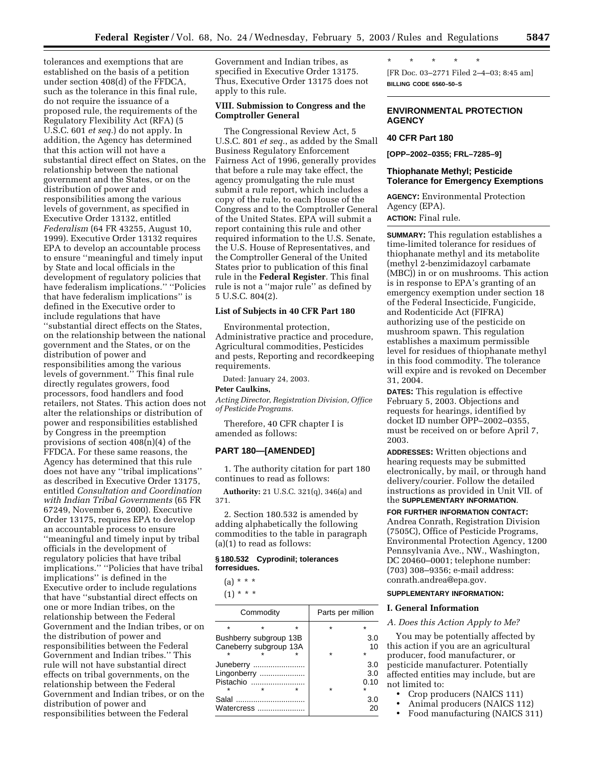tolerances and exemptions that are established on the basis of a petition under section 408(d) of the FFDCA, such as the tolerance in this final rule, do not require the issuance of a proposed rule, the requirements of the Regulatory Flexibility Act (RFA) (5 U.S.C. 601 *et seq.*) do not apply. In addition, the Agency has determined that this action will not have a substantial direct effect on States, on the relationship between the national government and the States, or on the distribution of power and responsibilities among the various levels of government, as specified in Executive Order 13132, entitled *Federalism* (64 FR 43255, August 10, 1999). Executive Order 13132 requires EPA to develop an accountable process to ensure ''meaningful and timely input by State and local officials in the development of regulatory policies that have federalism implications.'' ''Policies that have federalism implications'' is defined in the Executive order to include regulations that have ''substantial direct effects on the States, on the relationship between the national government and the States, or on the distribution of power and responsibilities among the various levels of government.'' This final rule directly regulates growers, food processors, food handlers and food retailers, not States. This action does not alter the relationships or distribution of power and responsibilities established by Congress in the preemption provisions of section 408(n)(4) of the FFDCA. For these same reasons, the Agency has determined that this rule does not have any ''tribal implications'' as described in Executive Order 13175, entitled *Consultation and Coordination with Indian Tribal Governments* (65 FR 67249, November 6, 2000). Executive Order 13175, requires EPA to develop an accountable process to ensure ''meaningful and timely input by tribal officials in the development of regulatory policies that have tribal implications.'' ''Policies that have tribal implications'' is defined in the Executive order to include regulations that have ''substantial direct effects on one or more Indian tribes, on the relationship between the Federal Government and the Indian tribes, or on the distribution of power and responsibilities between the Federal Government and Indian tribes.'' This rule will not have substantial direct effects on tribal governments, on the relationship between the Federal Government and the Indian tribes, or on the distribution of power and responsibilities between the Federal Government and Indian tribes, as specified in Executive Order 13175. Thus, Executive Order 13175 does not apply to this rule.

### VIII. Submission to Congress and the Comptroller General

The Congressional Review Act, 5 U.S.C. 801 *et seq.*, as added by the Small Business Regulatory Enforcement Fairness Act of 1996, generally provides that before a rule may take effect, the agency promulgating the rule must submit a rule report, which includes a copy of the rule, to each House of the Congress and to the Comptroller General of the United States. EPA will submit a report containing this rule and other required information to the U.S. Senate, the U.S. House of Representatives, and the Comptroller General of the United States prior to publication of this final rule in the **Federal Register**. This final rule is not a ''major rule'' as defined by 5 U.S.C. 804(2).

### List of Subjects in 40 CFR Part 180

Environmental protection, Administrative practice and procedure, Agricultural commodities, Pesticides and pests, Reporting and recordkeeping requirements.

Dated: January 24, 2003.

**Peter Caulkins,**

*Acting Director, Registration Division, Office of Pesticide Programs.*

Therefore, 40 CFR chapter I is amended as follows:

## PART 180—[AMENDED]

1. The authority citation for part 180 continues to read as follows:

**Authority:** 21 U.S.C. 321(q), 346(a) and 371.

2. Section 180.532 is amended by adding alphabetically the following commodities to the table in paragraph (a)(1) to read as follows:

**§ 180.532 Cyprodinil; tolerances forresidues.**

(a) * * *

(1) * * *

| Commodity | Parts per million |
|---|---|
| * * * | * * |
| Bushberry subgroup 13B | 3.0 |
| Caneberry subgroup 13A | 10 |
| * * * | * * |
| Juneberry | 3.0 |
| Lingonberry | 3.0 |
| Pistachio | 0.10 |
| * * * | * * |
| Salal | 3.0 |
| Watercress | 20 |

* * * * *

[FR Doc. 03–2771 Filed 2–4–03; 8:45 am]

**BILLING CODE 6560–50–S**

---

## ENVIRONMENTAL PROTECTION AGENCY

### 40 CFR Part 180

**[OPP–2002–0355; FRL–7285–9]**

### Thiophanate Methyl; Pesticide Tolerance for Emergency Exemptions

**AGENCY:** Environmental Protection Agency (EPA).

**ACTION:** Final rule.

**SUMMARY:** This regulation establishes a time-limited tolerance for residues of thiophanate methyl and its metabolite (methyl 2-benzimidazoyl carbamate (MBC)) in or on mushrooms. This action is in response to EPA's granting of an emergency exemption under section 18 of the Federal Insecticide, Fungicide, and Rodenticide Act (FIFRA) authorizing use of the pesticide on mushroom spawn. This regulation establishes a maximum permissible level for residues of thiophanate methyl in this food commodity. The tolerance will expire and is revoked on December 31, 2004.

**DATES:** This regulation is effective February 5, 2003. Objections and requests for hearings, identified by docket ID number OPP–2002–0355, must be received on or before April 7, 2003.

**ADDRESSES:** Written objections and hearing requests may be submitted electronically, by mail, or through hand delivery/courier. Follow the detailed instructions as provided in Unit VII. of the **SUPPLEMENTARY INFORMATION**.

**FOR FURTHER INFORMATION CONTACT:** Andrea Conrath, Registration Division (7505C), Office of Pesticide Programs, Environmental Protection Agency, 1200 Pennsylvania Ave., NW., Washington, DC 20460–0001; telephone number: (703) 308–9356; e-mail address: conrath.andrea@epa.gov.

**SUPPLEMENTARY INFORMATION:**

### I. General Information

*A. Does this Action Apply to Me?*

You may be potentially affected by this action if you are an agricultural producer, food manufacturer, or pesticide manufacturer. Potentially affected entities may include, but are not limited to:

- Crop producers (NAICS 111)
- Animal producers (NAICS 112)
- Food manufacturing (NAICS 311)